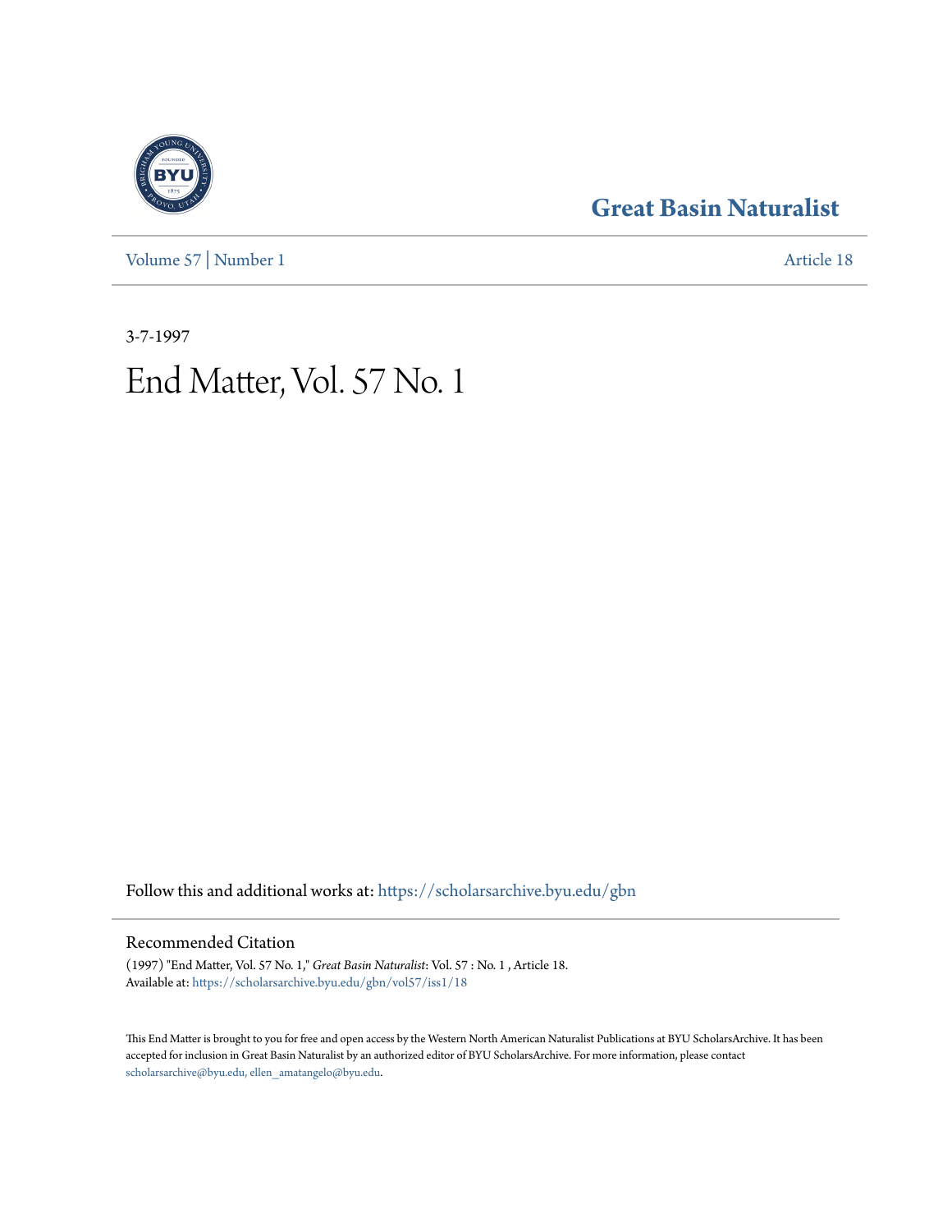# Great Basin Naturalist

Volume 57 | Number 1 Article 18

3-7-1997

# End Matter, Vol. 57 No. 1

Follow this and additional works at: https://scholarsarchive.byu.edu/gbn

## Recommended Citation

(1997) "End Matter, Vol. 57 No. 1," *Great Basin Naturalist*: Vol. 57 : No. 1 , Article 18.
Available at: https://scholarsarchive.byu.edu/gbn/vol57/iss1/18

This End Matter is brought to you for free and open access by the Western North American Naturalist Publications at BYU ScholarsArchive. It has been accepted for inclusion in Great Basin Naturalist by an authorized editor of BYU ScholarsArchive. For more information, please contact scholarsarchive@byu.edu, ellen_amatangelo@byu.edu.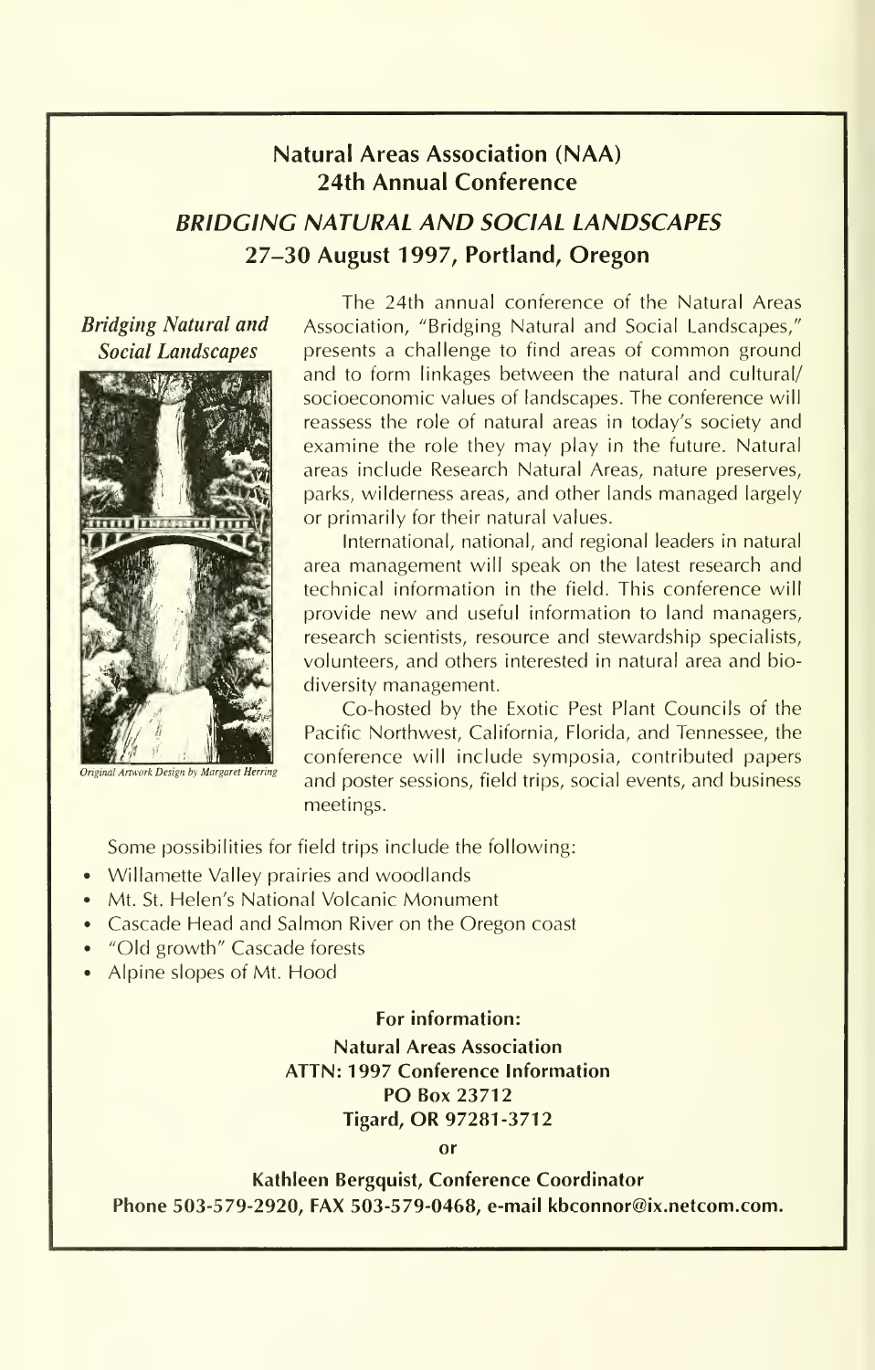## Natural Areas Association (NAA)
## 24th Annual Conference

### *BRIDGING NATURAL AND SOCIAL LANDSCAPES*
### 27–30 August 1997, Portland, Oregon

***Bridging Natural and Social Landscapes***

*Original Artwork Design by Margaret Herring*

The 24th annual conference of the Natural Areas Association, "Bridging Natural and Social Landscapes," presents a challenge to find areas of common ground and to form linkages between the natural and cultural/socioeconomic values of landscapes. The conference will reassess the role of natural areas in today's society and examine the role they may play in the future. Natural areas include Research Natural Areas, nature preserves, parks, wilderness areas, and other lands managed largely or primarily for their natural values.

International, national, and regional leaders in natural area management will speak on the latest research and technical information in the field. This conference will provide new and useful information to land managers, research scientists, resource and stewardship specialists, volunteers, and others interested in natural area and biodiversity management.

Co-hosted by the Exotic Pest Plant Councils of the Pacific Northwest, California, Florida, and Tennessee, the conference will include symposia, contributed papers and poster sessions, field trips, social events, and business meetings.

Some possibilities for field trips include the following:

- Willamette Valley prairies and woodlands
- Mt. St. Helen's National Volcanic Monument
- Cascade Head and Salmon River on the Oregon coast
- "Old growth" Cascade forests
- Alpine slopes of Mt. Hood

**For information:**

**Natural Areas Association**
**ATTN: 1997 Conference Information**
**PO Box 23712**
**Tigard, OR 97281-3712**

**or**

**Kathleen Bergquist, Conference Coordinator**
**Phone 503-579-2920, FAX 503-579-0468, e-mail kbconnor@ix.netcom.com.**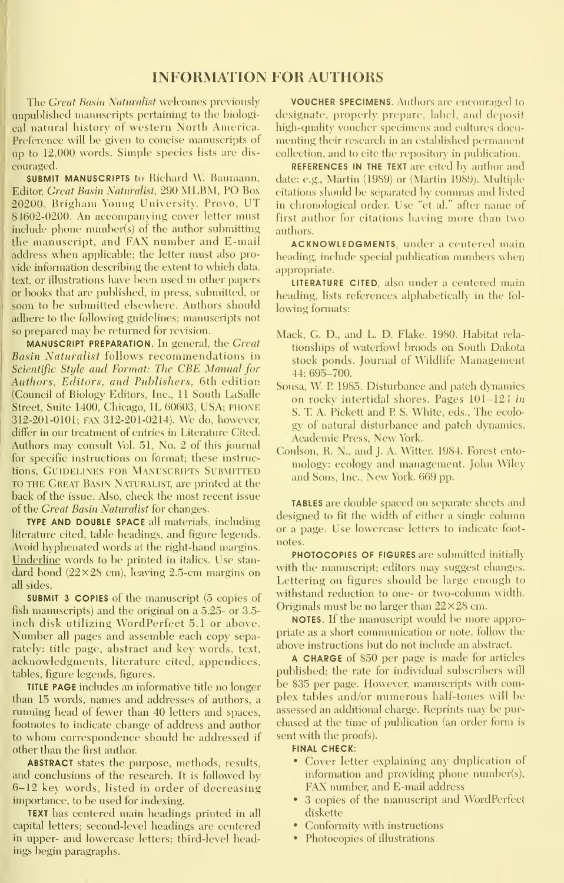# INFORMATION FOR AUTHORS

The *Great Basin Naturalist* welcomes previously unpublished manuscripts pertaining to the biological natural history of western North America. Preference will be given to concise manuscripts of up to 12,000 words. Simple species lists are discouraged.

**SUBMIT MANUSCRIPTS** to Richard W. Baumann, Editor, *Great Basin Naturalist*, 290 MLBM, PO Box 20200, Brigham Young University, Provo, UT 84602-0200. An accompanying cover letter must include phone number(s) of the author submitting the manuscript, and FAX number and E-mail address when applicable; the letter must also provide information describing the extent to which data, text, or illustrations have been used in other papers or books that are published, in press, submitted, or soon to be submitted elsewhere. Authors should adhere to the following guidelines; manuscripts not so prepared may be returned for revision.

**MANUSCRIPT PREPARATION.** In general, the *Great Basin Naturalist* follows recommendations in *Scientific Style and Format: The CBE Manual for Authors, Editors, and Publishers*, 6th edition (Council of Biology Editors, Inc., 11 South LaSalle Street, Suite 1400, Chicago, IL 60603, USA; PHONE 312-201-0101; FAX 312-201-0214). We do, however, differ in our treatment of entries in Literature Cited. Authors may consult Vol. 51, No. 2 of this journal for specific instructions on format; these instructions, GUIDELINES FOR MANUSCRIPTS SUBMITTED TO THE GREAT BASIN NATURALIST, are printed at the back of the issue. Also, check the most recent issue of the *Great Basin Naturalist* for changes.

**TYPE AND DOUBLE SPACE** all materials, including literature cited, table headings, and figure legends. Avoid hyphenated words at the right-hand margins. Underline words to be printed in italics. Use standard bond (22×28 cm), leaving 2.5-cm margins on all sides.

**SUBMIT 3 COPIES** of the manuscript (5 copies of fish manuscripts) and the original on a 5.25- or 3.5-inch disk utilizing WordPerfect 5.1 or above. Number all pages and assemble each copy separately: title page, abstract and key words, text, acknowledgments, literature cited, appendices, tables, figure legends, figures.

**TITLE PAGE** includes an informative title no longer than 15 words, names and addresses of authors, a running head of fewer than 40 letters and spaces, footnotes to indicate change of address and author to whom correspondence should be addressed if other than the first author.

**ABSTRACT** states the purpose, methods, results, and conclusions of the research. It is followed by 6–12 key words, listed in order of decreasing importance, to be used for indexing.

**TEXT** has centered main headings printed in all capital letters; second-level headings are centered in upper- and lowercase letters; third-level headings begin paragraphs.

**VOUCHER SPECIMENS.** Authors are encouraged to designate, properly prepare, label, and deposit high-quality voucher specimens and cultures documenting their research in an established permanent collection, and to cite the repository in publication.

**REFERENCES IN THE TEXT** are cited by author and date: e.g., Martin (1989) or (Martin 1989). Multiple citations should be separated by commas and listed in chronological order. Use "et al." after name of first author for citations having more than two authors.

**ACKNOWLEDGMENTS**, under a centered main heading, include special publication numbers when appropriate.

**LITERATURE CITED**, also under a centered main heading, lists references alphabetically in the following formats:

Mack, G. D., and L. D. Flake. 1980. Habitat relationships of waterfowl broods on South Dakota stock ponds. Journal of Wildlife Management 44: 695–700.

Sousa, W. P. 1985. Disturbance and patch dynamics on rocky intertidal shores. Pages 101–124 *in* S. T. A. Pickett and P. S. White, eds., The ecology of natural disturbance and patch dynamics. Academic Press, New York.

Coulson, R. N., and J. A. Witter. 1984. Forest entomology: ecology and management. John Wiley and Sons, Inc., New York. 669 pp.

**TABLES** are double spaced on separate sheets and designed to fit the width of either a single column or a page. Use lowercase letters to indicate footnotes.

**PHOTOCOPIES OF FIGURES** are submitted initially with the manuscript; editors may suggest changes. Lettering on figures should be large enough to withstand reduction to one- or two-column width. Originals must be no larger than 22×28 cm.

**NOTES.** If the manuscript would be more appropriate as a short communication or note, follow the above instructions but do not include an abstract.

**A CHARGE** of $50 per page is made for articles published; the rate for individual subscribers will be $35 per page. However, manuscripts with complex tables and/or numerous half-tones will be assessed an additional charge. Reprints may be purchased at the time of publication (an order form is sent with the proofs).

**FINAL CHECK:**

- Cover letter explaining any duplication of information and providing phone number(s), FAX number, and E-mail address
- 3 copies of the manuscript and WordPerfect diskette
- Conformity with instructions
- Photocopies of illustrations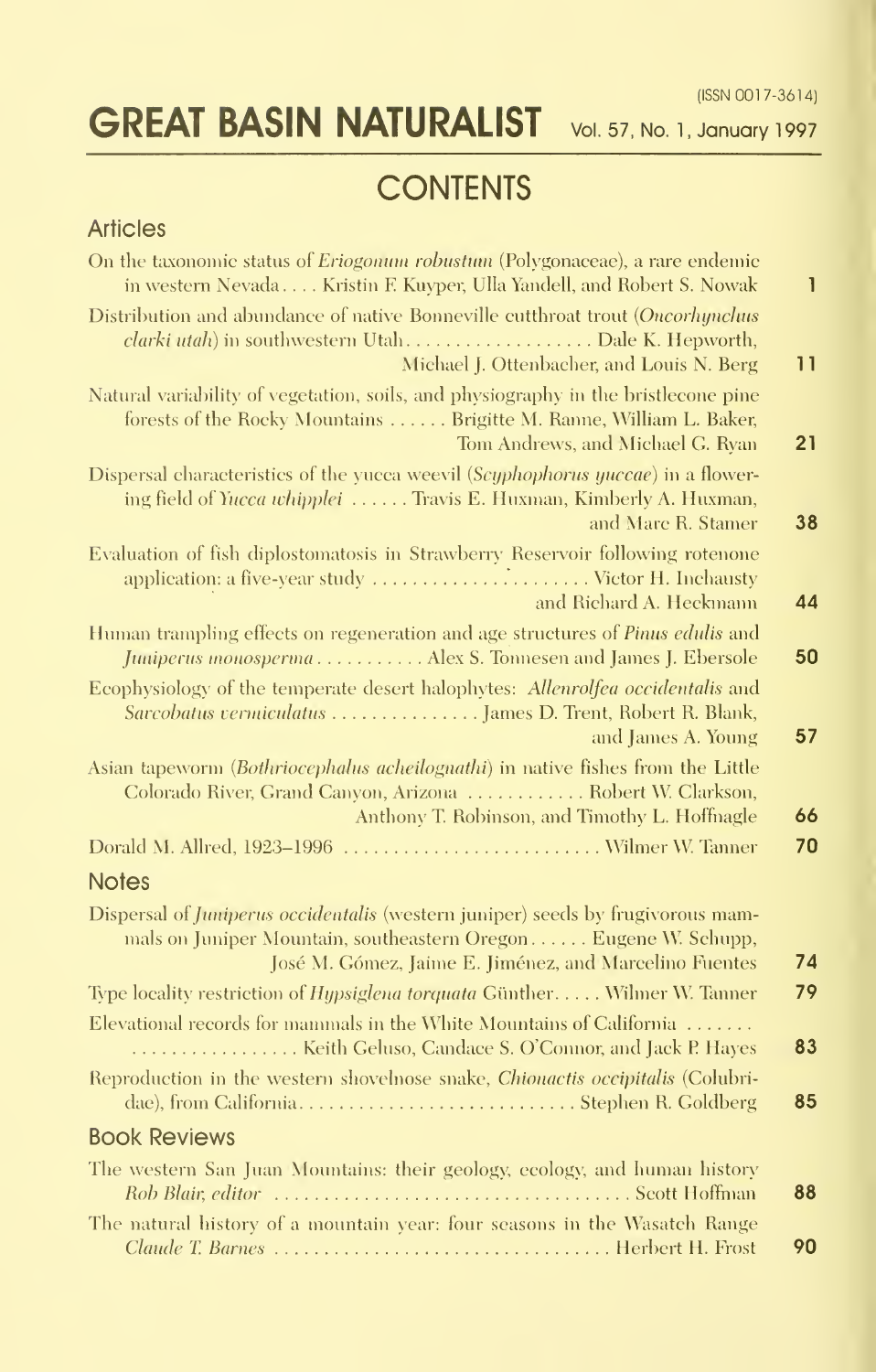(ISSN 0017-3614)

# GREAT BASIN NATURALIST

Vol. 57, No. 1, January 1997

## CONTENTS

### Articles

On the taxonomic status of *Eriogonum robustum* (Polygonaceae), a rare endemic in western Nevada.... Kristin F. Kuyper, Ulla Yandell, and Robert S. Nowak — 1

Distribution and abundance of native Bonneville cutthroat trout (*Oncorhynchus clarki utah*) in southwestern Utah.................... Dale K. Hepworth, Michael J. Ottenbacher, and Louis N. Berg — 11

Natural variability of vegetation, soils, and physiography in the bristlecone pine forests of the Rocky Mountains ...... Brigitte M. Ranne, William L. Baker, Tom Andrews, and Michael G. Ryan — 21

Dispersal characteristics of the yucca weevil (*Scyphophorus yuccae*) in a flowering field of *Yucca whipplei* ...... Travis E. Huxman, Kimberly A. Huxman, and Marc R. Stamer — 38

Evaluation of fish diplostomatosis in Strawberry Reservoir following rotenone application: a five-year study ........................ Victor H. Inchausty and Richard A. Heckmann — 44

Human trampling effects on regeneration and age structures of *Pinus edulis* and *Juniperus monosperma* ........... Alex S. Tonnesen and James J. Ebersole — 50

Ecophysiology of the temperate desert halophytes: *Allenrolfea occidentalis* and *Sarcobatus vermiculatus* ............... James D. Trent, Robert R. Blank, and James A. Young — 57

Asian tapeworm (*Bothriocephalus acheilognathi*) in native fishes from the Little Colorado River, Grand Canyon, Arizona ............ Robert W. Clarkson, Anthony T. Robinson, and Timothy L. Hoffnagle — 66

Dorald M. Allred, 1923–1996 .......................... Wilmer W. Tanner — 70

### Notes

Dispersal of *Juniperus occidentalis* (western juniper) seeds by frugivorous mammals on Juniper Mountain, southeastern Oregon...... Eugene W. Schupp, José M. Gómez, Jaime E. Jiménez, and Marcelino Fuentes — 74

Type locality restriction of *Hypsiglena torquata* Günther..... Wilmer W. Tanner — 79

Elevational records for mammals in the White Mountains of California ....... ................. Keith Geluso, Candace S. O'Connor, and Jack P. Hayes — 83

Reproduction in the western shovelnose snake, *Chionactis occipitalis* (Colubridae), from California............................ Stephen R. Goldberg — 85

### Book Reviews

The western San Juan Mountains: their geology, ecology, and human history *Rob Blair, editor* ..................................... Scott Hoffman — 88

The natural history of a mountain year: four seasons in the Wasatch Range *Claude T. Barnes* .................................. Herbert H. Frost — 90